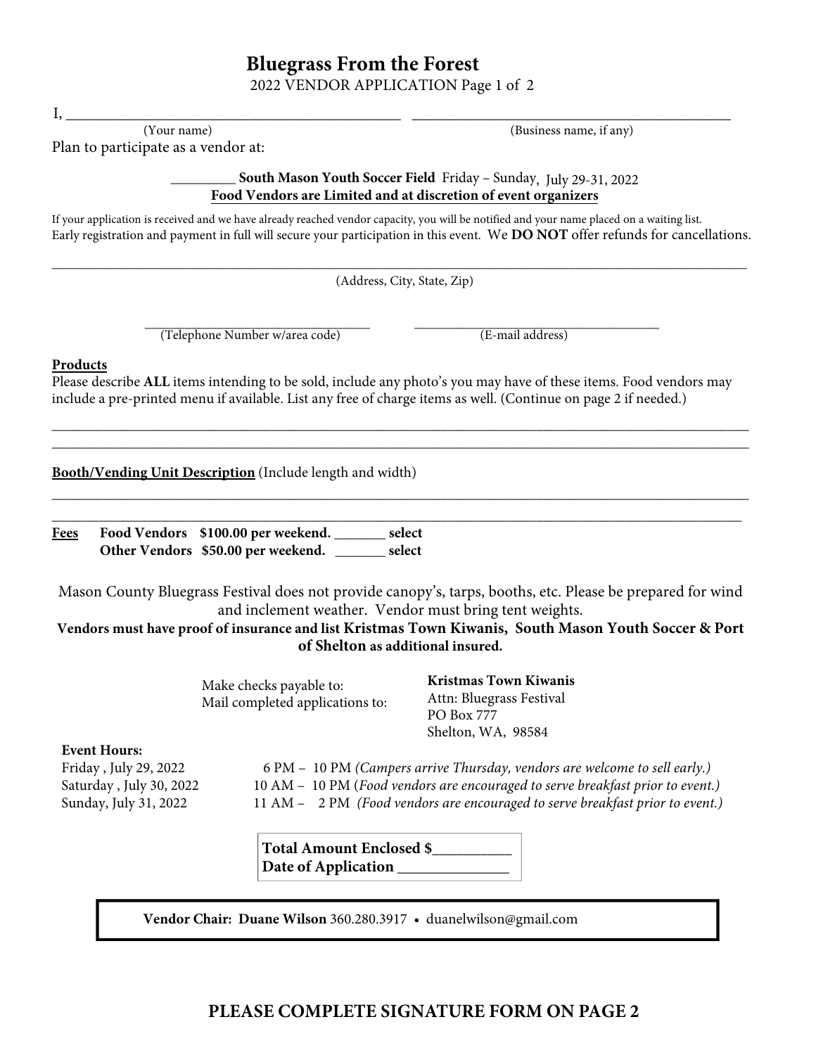# Bluegrass From the Forest

2022 VENDOR APPLICATION Page 1 of 2

I, ______________________________________________ ______________________________________________

(Your name) (Business name, if any)

Plan to participate as a vendor at:

_________ **South Mason Youth Soccer Field** Friday – Sunday, July 29-31, 2022

**Food Vendors are Limited and at discretion of event organizers**

If your application is received and we have already reached vendor capacity, you will be notified and your name placed on a waiting list.
Early registration and payment in full will secure your participation in this event. We **DO NOT** offer refunds for cancellations.

______________________________________________________________________________________________

(Address, City, State, Zip)

________________________________ ___________________________________

(Telephone Number w/area code) (E-mail address)

**Products**

Please describe **ALL** items intending to be sold, include any photo's you may have of these items. Food vendors may include a pre-printed menu if available. List any free of charge items as well. (Continue on page 2 if needed.)

______________________________________________________________________________________________

______________________________________________________________________________________________

**Booth/Vending Unit Description** (Include length and width)

______________________________________________________________________________________________

______________________________________________________________________________________________

**Fees** **Food Vendors $100.00 per weekend. _______ select**

**Other Vendors $50.00 per weekend. _______ select**

Mason County Bluegrass Festival does not provide canopy's, tarps, booths, etc. Please be prepared for wind and inclement weather. Vendor must bring tent weights.

**Vendors must have proof of insurance and list Kristmas Town Kiwanis, South Mason Youth Soccer & Port of Shelton as additional insured.**

Make checks payable to: **Kristmas Town Kiwanis**
Mail completed applications to: Attn: Bluegrass Festival
PO Box 777
Shelton, WA, 98584

**Event Hours:**

Friday , July 29, 2022 6 PM – 10 PM *(Campers arrive Thursday, vendors are welcome to sell early.)*
Saturday , July 30, 2022 10 AM – 10 PM (*Food vendors are encouraged to serve breakfast prior to event.)*
Sunday, July 31, 2022 11 AM – 2 PM *(Food vendors are encouraged to serve breakfast prior to event.)*

**Total Amount Enclosed $__________**
**Date of Application ______________**

**Vendor Chair: Duane Wilson** 360.280.3917 • duanelwilson@gmail.com

**PLEASE COMPLETE SIGNATURE FORM ON PAGE 2**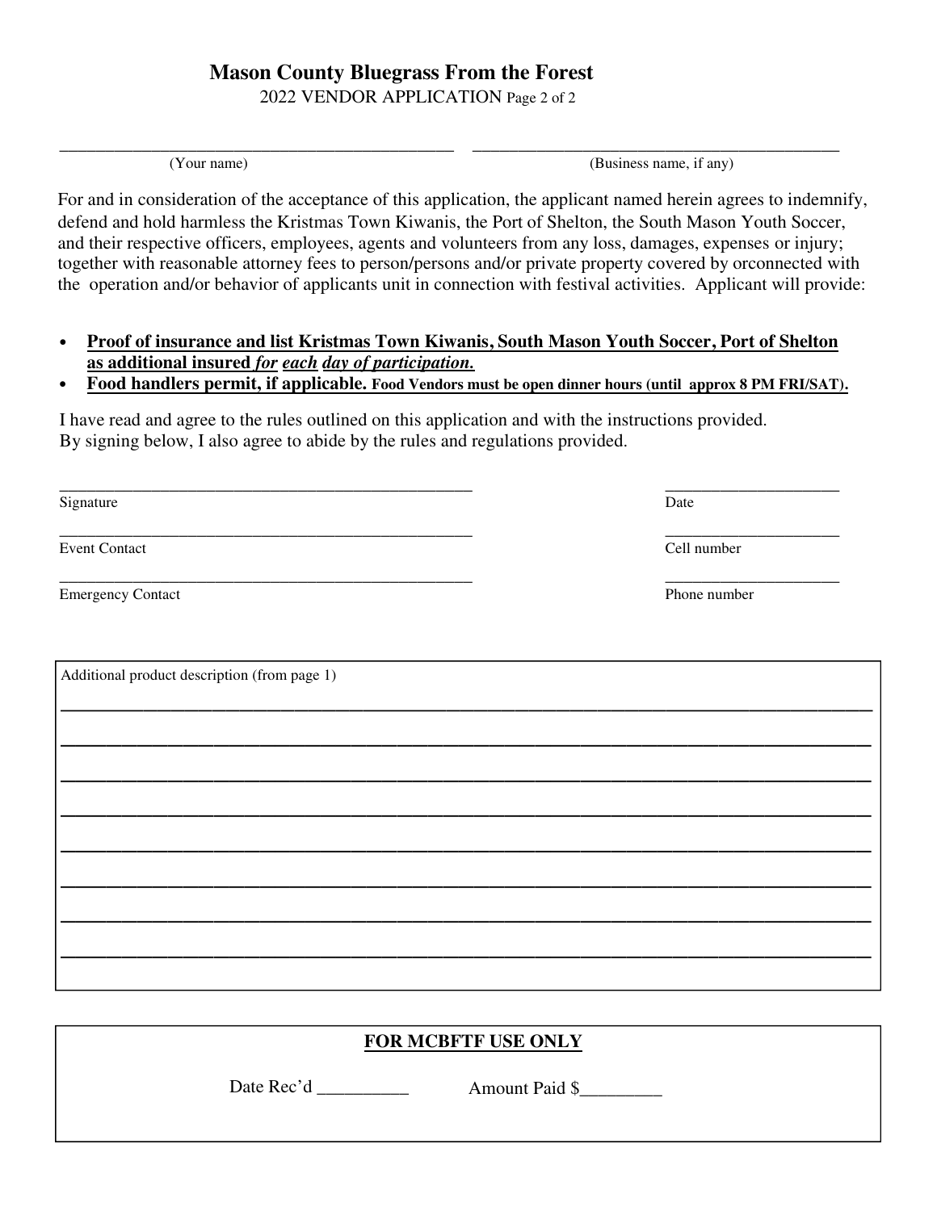# Mason County Bluegrass From the Forest

2022 VENDOR APPLICATION Page 2 of 2

_____________________________________________ (Your name)

_____________________________________________ (Business name, if any)

For and in consideration of the acceptance of this application, the applicant named herein agrees to indemnify, defend and hold harmless the Kristmas Town Kiwanis, the Port of Shelton, the South Mason Youth Soccer, and their respective officers, employees, agents and volunteers from any loss, damages, expenses or injury; together with reasonable attorney fees to person/persons and/or private property covered by orconnected with the operation and/or behavior of applicants unit in connection with festival activities. Applicant will provide:

- **Proof of insurance and list Kristmas Town Kiwanis, South Mason Youth Soccer, Port of Shelton as additional insured *for each day of participation.***
- **Food handlers permit, if applicable. Food Vendors must be open dinner hours (until approx 8 PM FRI/SAT).**

I have read and agree to the rules outlined on this application and with the instructions provided.
By signing below, I also agree to abide by the rules and regulations provided.

_____________________________________________ Signature

____________________ Date

_____________________________________________ Event Contact

____________________ Cell number

_____________________________________________ Emergency Contact

____________________ Phone number

Additional product description (from page 1)

_____________________________________________________________________________

_____________________________________________________________________________

_____________________________________________________________________________

_____________________________________________________________________________

_____________________________________________________________________________

_____________________________________________________________________________

_____________________________________________________________________________

_____________________________________________________________________________

**FOR MCBFTF USE ONLY**

Date Rec'd __________ Amount Paid $_________